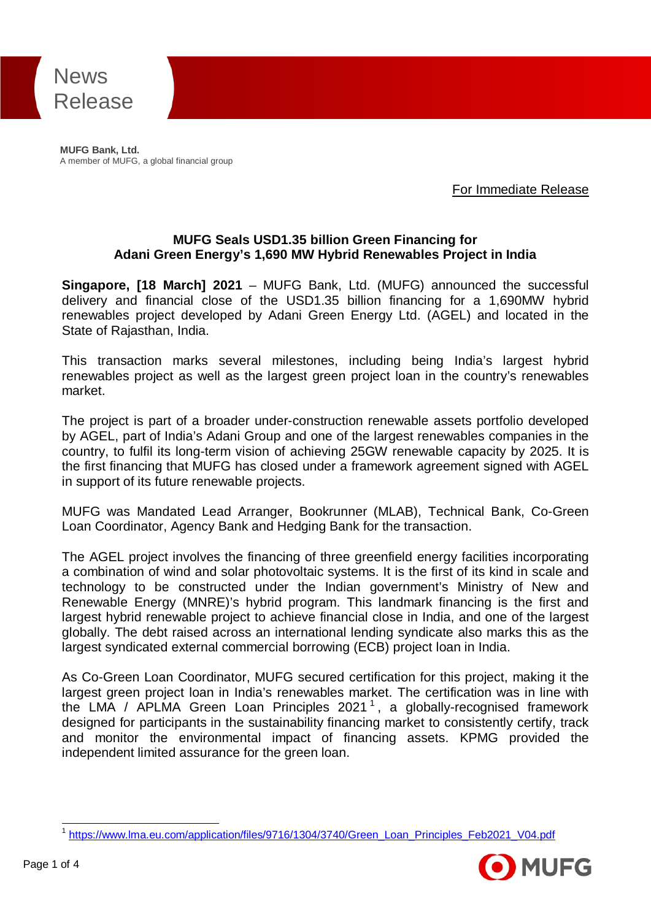News Release

**MUFG Bank, Ltd.**
A member of MUFG, a global financial group

For Immediate Release

## MUFG Seals USD1.35 billion Green Financing for Adani Green Energy's 1,690 MW Hybrid Renewables Project in India

**Singapore, [18 March] 2021** – MUFG Bank, Ltd. (MUFG) announced the successful delivery and financial close of the USD1.35 billion financing for a 1,690MW hybrid renewables project developed by Adani Green Energy Ltd. (AGEL) and located in the State of Rajasthan, India.

This transaction marks several milestones, including being India's largest hybrid renewables project as well as the largest green project loan in the country's renewables market.

The project is part of a broader under-construction renewable assets portfolio developed by AGEL, part of India's Adani Group and one of the largest renewables companies in the country, to fulfil its long-term vision of achieving 25GW renewable capacity by 2025. It is the first financing that MUFG has closed under a framework agreement signed with AGEL in support of its future renewable projects.

MUFG was Mandated Lead Arranger, Bookrunner (MLAB), Technical Bank, Co-Green Loan Coordinator, Agency Bank and Hedging Bank for the transaction.

The AGEL project involves the financing of three greenfield energy facilities incorporating a combination of wind and solar photovoltaic systems. It is the first of its kind in scale and technology to be constructed under the Indian government's Ministry of New and Renewable Energy (MNRE)'s hybrid program. This landmark financing is the first and largest hybrid renewable project to achieve financial close in India, and one of the largest globally. The debt raised across an international lending syndicate also marks this as the largest syndicated external commercial borrowing (ECB) project loan in India.

As Co-Green Loan Coordinator, MUFG secured certification for this project, making it the largest green project loan in India's renewables market. The certification was in line with the LMA / APLMA Green Loan Principles 2021[1], a globally-recognised framework designed for participants in the sustainability financing market to consistently certify, track and monitor the environmental impact of financing assets. KPMG provided the independent limited assurance for the green loan.

---

[1] https://www.lma.eu.com/application/files/9716/1304/3740/Green_Loan_Principles_Feb2021_V04.pdf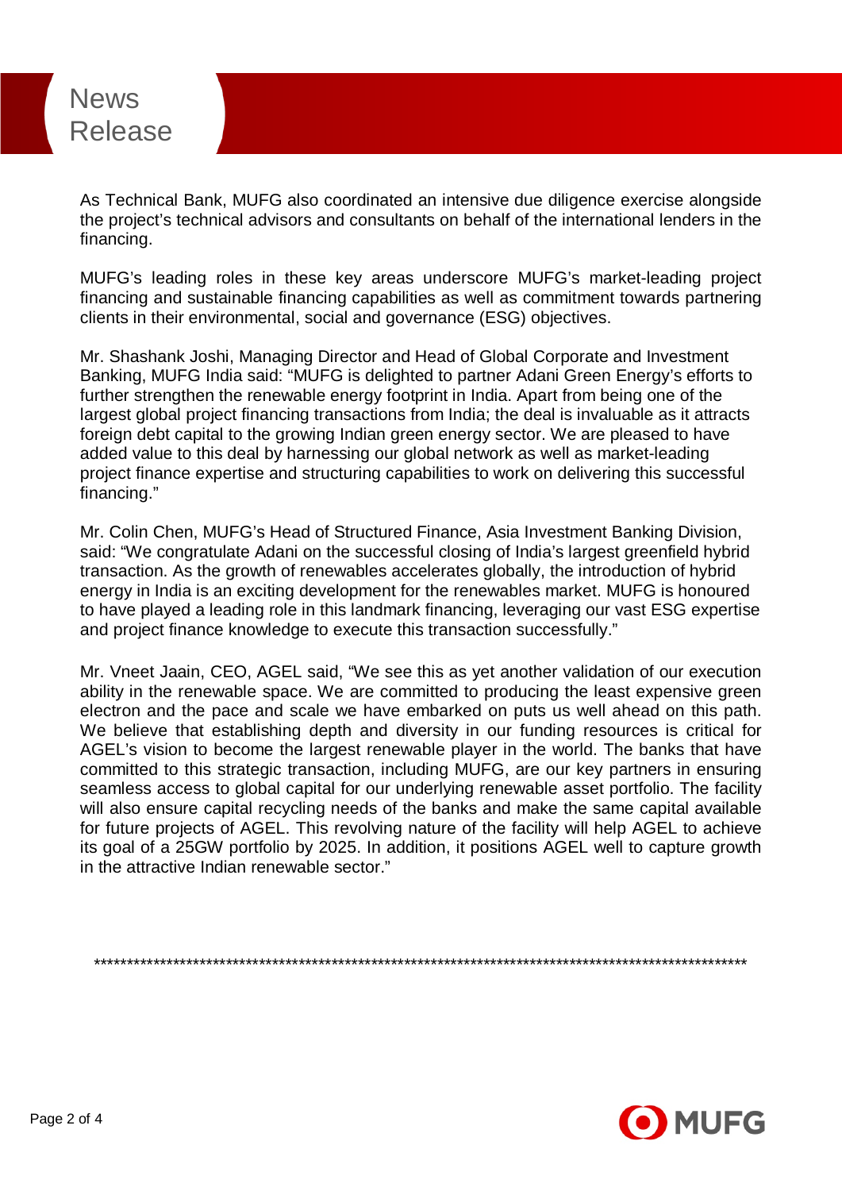As Technical Bank, MUFG also coordinated an intensive due diligence exercise alongside the project's technical advisors and consultants on behalf of the international lenders in the financing.

MUFG's leading roles in these key areas underscore MUFG's market-leading project financing and sustainable financing capabilities as well as commitment towards partnering clients in their environmental, social and governance (ESG) objectives.

Mr. Shashank Joshi, Managing Director and Head of Global Corporate and Investment Banking, MUFG India said: "MUFG is delighted to partner Adani Green Energy's efforts to further strengthen the renewable energy footprint in India. Apart from being one of the largest global project financing transactions from India; the deal is invaluable as it attracts foreign debt capital to the growing Indian green energy sector. We are pleased to have added value to this deal by harnessing our global network as well as market-leading project finance expertise and structuring capabilities to work on delivering this successful financing."

Mr. Colin Chen, MUFG's Head of Structured Finance, Asia Investment Banking Division, said: "We congratulate Adani on the successful closing of India's largest greenfield hybrid transaction. As the growth of renewables accelerates globally, the introduction of hybrid energy in India is an exciting development for the renewables market. MUFG is honoured to have played a leading role in this landmark financing, leveraging our vast ESG expertise and project finance knowledge to execute this transaction successfully."

Mr. Vneet Jaain, CEO, AGEL said, "We see this as yet another validation of our execution ability in the renewable space. We are committed to producing the least expensive green electron and the pace and scale we have embarked on puts us well ahead on this path. We believe that establishing depth and diversity in our funding resources is critical for AGEL's vision to become the largest renewable player in the world. The banks that have committed to this strategic transaction, including MUFG, are our key partners in ensuring seamless access to global capital for our underlying renewable asset portfolio. The facility will also ensure capital recycling needs of the banks and make the same capital available for future projects of AGEL. This revolving nature of the facility will help AGEL to achieve its goal of a 25GW portfolio by 2025. In addition, it positions AGEL well to capture growth in the attractive Indian renewable sector."

*****************************************************************************************************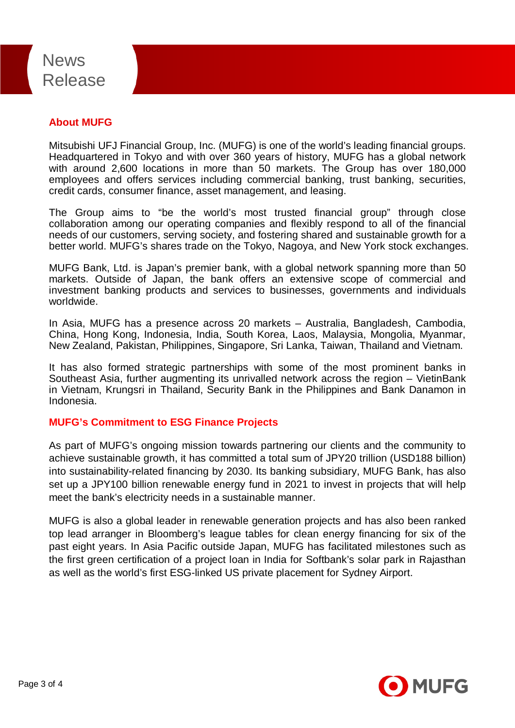## About MUFG

Mitsubishi UFJ Financial Group, Inc. (MUFG) is one of the world's leading financial groups. Headquartered in Tokyo and with over 360 years of history, MUFG has a global network with around 2,600 locations in more than 50 markets. The Group has over 180,000 employees and offers services including commercial banking, trust banking, securities, credit cards, consumer finance, asset management, and leasing.

The Group aims to "be the world's most trusted financial group" through close collaboration among our operating companies and flexibly respond to all of the financial needs of our customers, serving society, and fostering shared and sustainable growth for a better world. MUFG's shares trade on the Tokyo, Nagoya, and New York stock exchanges.

MUFG Bank, Ltd. is Japan's premier bank, with a global network spanning more than 50 markets. Outside of Japan, the bank offers an extensive scope of commercial and investment banking products and services to businesses, governments and individuals worldwide.

In Asia, MUFG has a presence across 20 markets – Australia, Bangladesh, Cambodia, China, Hong Kong, Indonesia, India, South Korea, Laos, Malaysia, Mongolia, Myanmar, New Zealand, Pakistan, Philippines, Singapore, Sri Lanka, Taiwan, Thailand and Vietnam.

It has also formed strategic partnerships with some of the most prominent banks in Southeast Asia, further augmenting its unrivalled network across the region – VietinBank in Vietnam, Krungsri in Thailand, Security Bank in the Philippines and Bank Danamon in Indonesia.

## MUFG's Commitment to ESG Finance Projects

As part of MUFG's ongoing mission towards partnering our clients and the community to achieve sustainable growth, it has committed a total sum of JPY20 trillion (USD188 billion) into sustainability-related financing by 2030. Its banking subsidiary, MUFG Bank, has also set up a JPY100 billion renewable energy fund in 2021 to invest in projects that will help meet the bank's electricity needs in a sustainable manner.

MUFG is also a global leader in renewable generation projects and has also been ranked top lead arranger in Bloomberg's league tables for clean energy financing for six of the past eight years. In Asia Pacific outside Japan, MUFG has facilitated milestones such as the first green certification of a project loan in India for Softbank's solar park in Rajasthan as well as the world's first ESG-linked US private placement for Sydney Airport.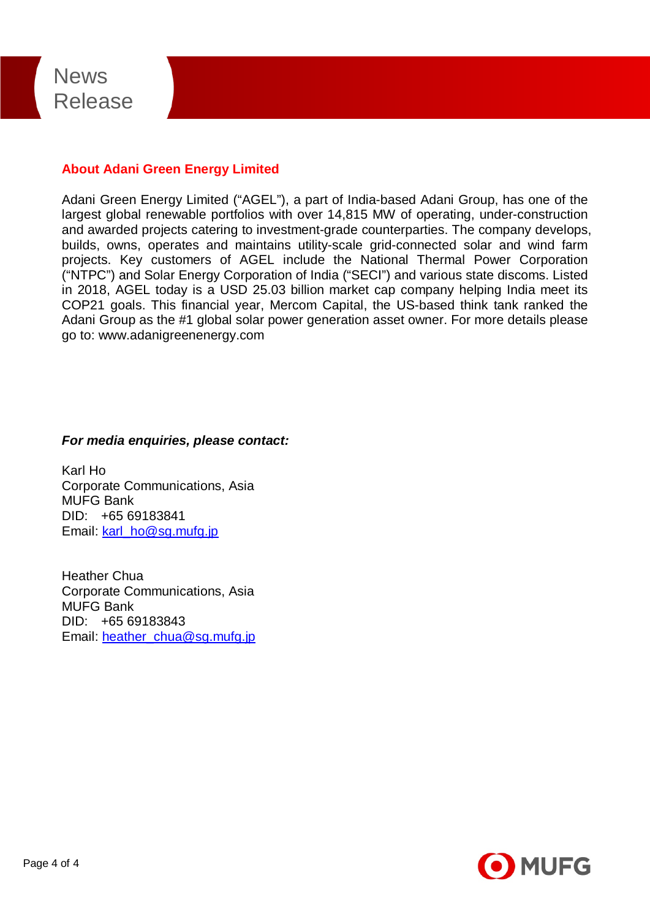## About Adani Green Energy Limited

Adani Green Energy Limited ("AGEL"), a part of India-based Adani Group, has one of the largest global renewable portfolios with over 14,815 MW of operating, under-construction and awarded projects catering to investment-grade counterparties. The company develops, builds, owns, operates and maintains utility-scale grid-connected solar and wind farm projects. Key customers of AGEL include the National Thermal Power Corporation ("NTPC") and Solar Energy Corporation of India ("SECI") and various state discoms. Listed in 2018, AGEL today is a USD 25.03 billion market cap company helping India meet its COP21 goals. This financial year, Mercom Capital, the US-based think tank ranked the Adani Group as the #1 global solar power generation asset owner. For more details please go to: www.adanigreenenergy.com

***For media enquiries, please contact:***

Karl Ho
Corporate Communications, Asia
MUFG Bank
DID: +65 69183841
Email: karl_ho@sg.mufg.jp

Heather Chua
Corporate Communications, Asia
MUFG Bank
DID: +65 69183843
Email: heather_chua@sg.mufg.jp